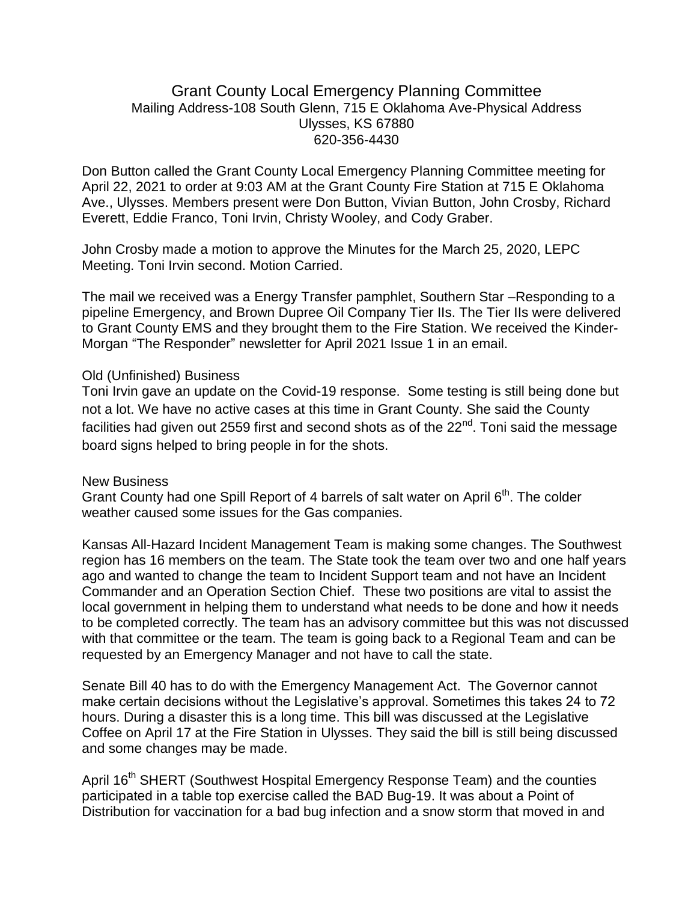# Grant County Local Emergency Planning Committee

Mailing Address-108 South Glenn, 715 E Oklahoma Ave-Physical Address
Ulysses, KS 67880
620-356-4430

Don Button called the Grant County Local Emergency Planning Committee meeting for April 22, 2021 to order at 9:03 AM at the Grant County Fire Station at 715 E Oklahoma Ave., Ulysses. Members present were Don Button, Vivian Button, John Crosby, Richard Everett, Eddie Franco, Toni Irvin, Christy Wooley, and Cody Graber.

John Crosby made a motion to approve the Minutes for the March 25, 2020, LEPC Meeting. Toni Irvin second. Motion Carried.

The mail we received was a Energy Transfer pamphlet, Southern Star –Responding to a pipeline Emergency, and Brown Dupree Oil Company Tier IIs. The Tier IIs were delivered to Grant County EMS and they brought them to the Fire Station. We received the Kinder-Morgan "The Responder" newsletter for April 2021 Issue 1 in an email.

## Old (Unfinished) Business

Toni Irvin gave an update on the Covid-19 response. Some testing is still being done but not a lot. We have no active cases at this time in Grant County. She said the County facilities had given out 2559 first and second shots as of the 22nd. Toni said the message board signs helped to bring people in for the shots.

## New Business

Grant County had one Spill Report of 4 barrels of salt water on April 6th. The colder weather caused some issues for the Gas companies.

Kansas All-Hazard Incident Management Team is making some changes. The Southwest region has 16 members on the team. The State took the team over two and one half years ago and wanted to change the team to Incident Support team and not have an Incident Commander and an Operation Section Chief. These two positions are vital to assist the local government in helping them to understand what needs to be done and how it needs to be completed correctly. The team has an advisory committee but this was not discussed with that committee or the team. The team is going back to a Regional Team and can be requested by an Emergency Manager and not have to call the state.

Senate Bill 40 has to do with the Emergency Management Act. The Governor cannot make certain decisions without the Legislative's approval. Sometimes this takes 24 to 72 hours. During a disaster this is a long time. This bill was discussed at the Legislative Coffee on April 17 at the Fire Station in Ulysses. They said the bill is still being discussed and some changes may be made.

April 16th SHERT (Southwest Hospital Emergency Response Team) and the counties participated in a table top exercise called the BAD Bug-19. It was about a Point of Distribution for vaccination for a bad bug infection and a snow storm that moved in and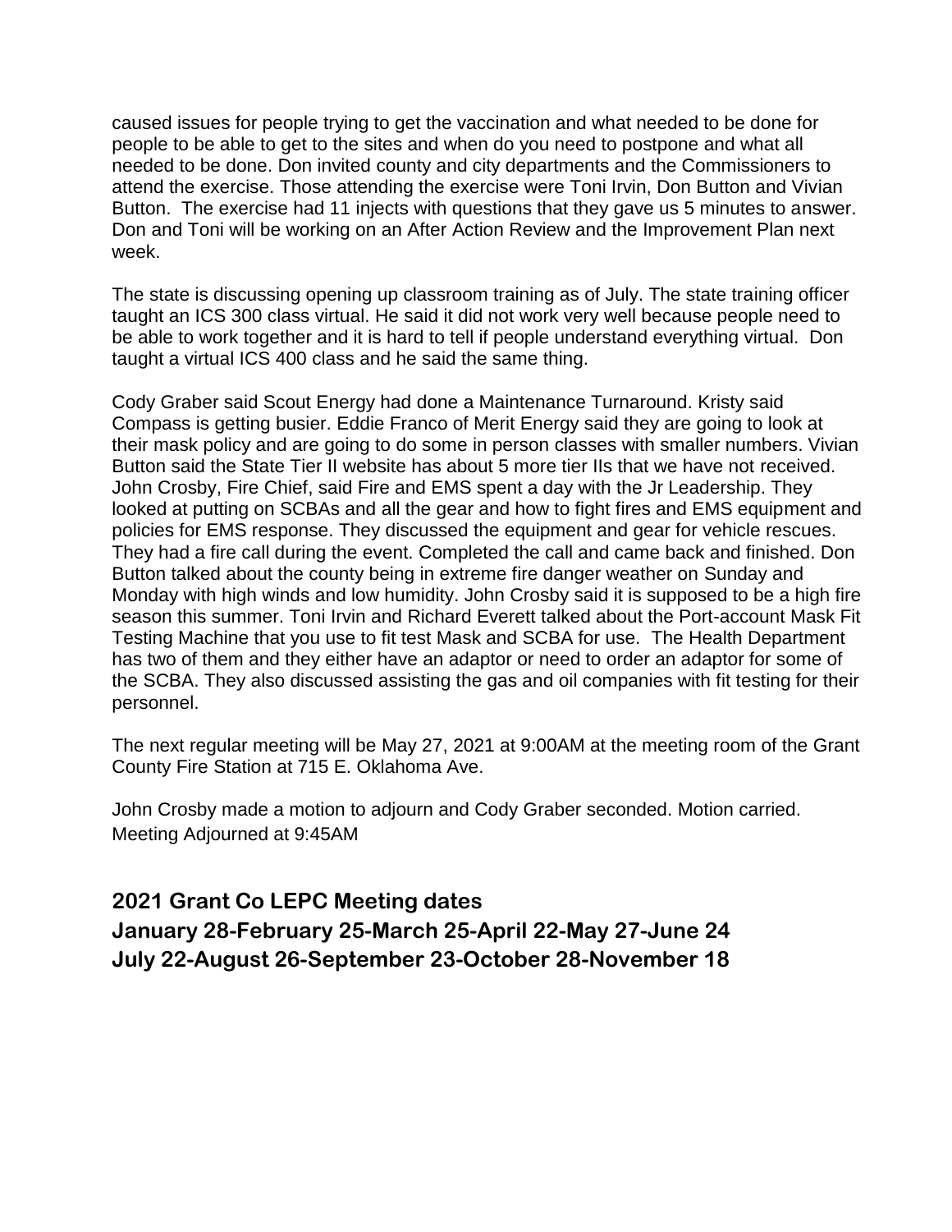caused issues for people trying to get the vaccination and what needed to be done for people to be able to get to the sites and when do you need to postpone and what all needed to be done. Don invited county and city departments and the Commissioners to attend the exercise. Those attending the exercise were Toni Irvin, Don Button and Vivian Button. The exercise had 11 injects with questions that they gave us 5 minutes to answer. Don and Toni will be working on an After Action Review and the Improvement Plan next week.

The state is discussing opening up classroom training as of July. The state training officer taught an ICS 300 class virtual. He said it did not work very well because people need to be able to work together and it is hard to tell if people understand everything virtual. Don taught a virtual ICS 400 class and he said the same thing.

Cody Graber said Scout Energy had done a Maintenance Turnaround. Kristy said Compass is getting busier. Eddie Franco of Merit Energy said they are going to look at their mask policy and are going to do some in person classes with smaller numbers. Vivian Button said the State Tier II website has about 5 more tier IIs that we have not received. John Crosby, Fire Chief, said Fire and EMS spent a day with the Jr Leadership. They looked at putting on SCBAs and all the gear and how to fight fires and EMS equipment and policies for EMS response. They discussed the equipment and gear for vehicle rescues. They had a fire call during the event. Completed the call and came back and finished. Don Button talked about the county being in extreme fire danger weather on Sunday and Monday with high winds and low humidity. John Crosby said it is supposed to be a high fire season this summer. Toni Irvin and Richard Everett talked about the Port-account Mask Fit Testing Machine that you use to fit test Mask and SCBA for use. The Health Department has two of them and they either have an adaptor or need to order an adaptor for some of the SCBA. They also discussed assisting the gas and oil companies with fit testing for their personnel.

The next regular meeting will be May 27, 2021 at 9:00AM at the meeting room of the Grant County Fire Station at 715 E. Oklahoma Ave.

John Crosby made a motion to adjourn and Cody Graber seconded. Motion carried.
Meeting Adjourned at 9:45AM

## 2021 Grant Co LEPC Meeting dates

**January 28-February 25-March 25-April 22-May 27-June 24**
**July 22-August 26-September 23-October 28-November 18**